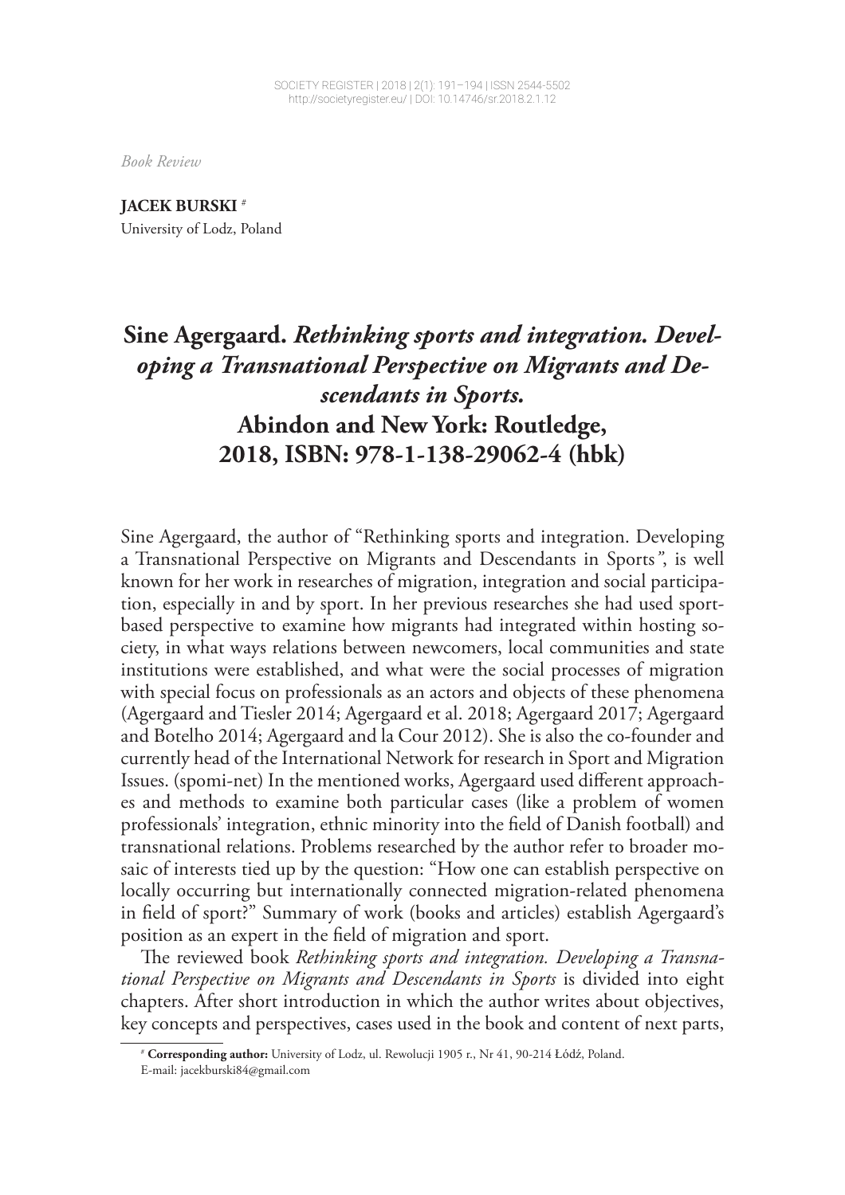*Book Review*

**JACEK BURSKI** [#]
University of Lodz, Poland

# Sine Agergaard. *Rethinking sports and integration. Developing a Transnational Perspective on Migrants and Descendants in Sports.* Abindon and New York: Routledge, 2018, ISBN: 978-1-138-29062-4 (hbk)

Sine Agergaard, the author of "Rethinking sports and integration. Developing a Transnational Perspective on Migrants and Descendants in Sports*"*, is well known for her work in researches of migration, integration and social participation, especially in and by sport. In her previous researches she had used sport-based perspective to examine how migrants had integrated within hosting society, in what ways relations between newcomers, local communities and state institutions were established, and what were the social processes of migration with special focus on professionals as an actors and objects of these phenomena (Agergaard and Tiesler 2014; Agergaard et al. 2018; Agergaard 2017; Agergaard and Botelho 2014; Agergaard and la Cour 2012). She is also the co-founder and currently head of the International Network for research in Sport and Migration Issues. (spomi-net) In the mentioned works, Agergaard used different approaches and methods to examine both particular cases (like a problem of women professionals' integration, ethnic minority into the field of Danish football) and transnational relations. Problems researched by the author refer to broader mosaic of interests tied up by the question: "How one can establish perspective on locally occurring but internationally connected migration-related phenomena in field of sport?" Summary of work (books and articles) establish Agergaard's position as an expert in the field of migration and sport.

The reviewed book *Rethinking sports and integration. Developing a Transnational Perspective on Migrants and Descendants in Sports* is divided into eight chapters. After short introduction in which the author writes about objectives, key concepts and perspectives, cases used in the book and content of next parts,

[#] **Corresponding author:** University of Lodz, ul. Rewolucji 1905 r., Nr 41, 90-214 Łódź, Poland.
E-mail: jacekburski84@gmail.com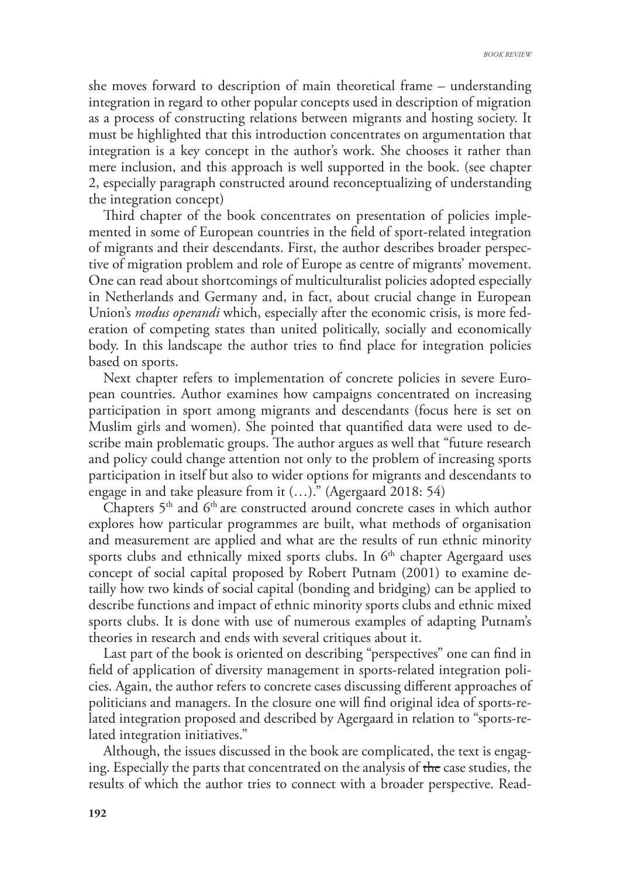she moves forward to description of main theoretical frame – understanding integration in regard to other popular concepts used in description of migration as a process of constructing relations between migrants and hosting society. It must be highlighted that this introduction concentrates on argumentation that integration is a key concept in the author's work. She chooses it rather than mere inclusion, and this approach is well supported in the book. (see chapter 2, especially paragraph constructed around reconceptualizing of understanding the integration concept)

Third chapter of the book concentrates on presentation of policies implemented in some of European countries in the field of sport-related integration of migrants and their descendants. First, the author describes broader perspective of migration problem and role of Europe as centre of migrants' movement. One can read about shortcomings of multiculturalist policies adopted especially in Netherlands and Germany and, in fact, about crucial change in European Union's *modus operandi* which, especially after the economic crisis, is more federation of competing states than united politically, socially and economically body. In this landscape the author tries to find place for integration policies based on sports.

Next chapter refers to implementation of concrete policies in severe European countries. Author examines how campaigns concentrated on increasing participation in sport among migrants and descendants (focus here is set on Muslim girls and women). She pointed that quantified data were used to describe main problematic groups. The author argues as well that "future research and policy could change attention not only to the problem of increasing sports participation in itself but also to wider options for migrants and descendants to engage in and take pleasure from it (…)." (Agergaard 2018: 54)

Chapters 5th and 6th are constructed around concrete cases in which author explores how particular programmes are built, what methods of organisation and measurement are applied and what are the results of run ethnic minority sports clubs and ethnically mixed sports clubs. In 6th chapter Agergaard uses concept of social capital proposed by Robert Putnam (2001) to examine detailly how two kinds of social capital (bonding and bridging) can be applied to describe functions and impact of ethnic minority sports clubs and ethnic mixed sports clubs. It is done with use of numerous examples of adapting Putnam's theories in research and ends with several critiques about it.

Last part of the book is oriented on describing "perspectives" one can find in field of application of diversity management in sports-related integration policies. Again, the author refers to concrete cases discussing different approaches of politicians and managers. In the closure one will find original idea of sports-related integration proposed and described by Agergaard in relation to "sports-related integration initiatives."

Although, the issues discussed in the book are complicated, the text is engaging. Especially the parts that concentrated on the analysis of ~~the~~ case studies, the results of which the author tries to connect with a broader perspective. Read-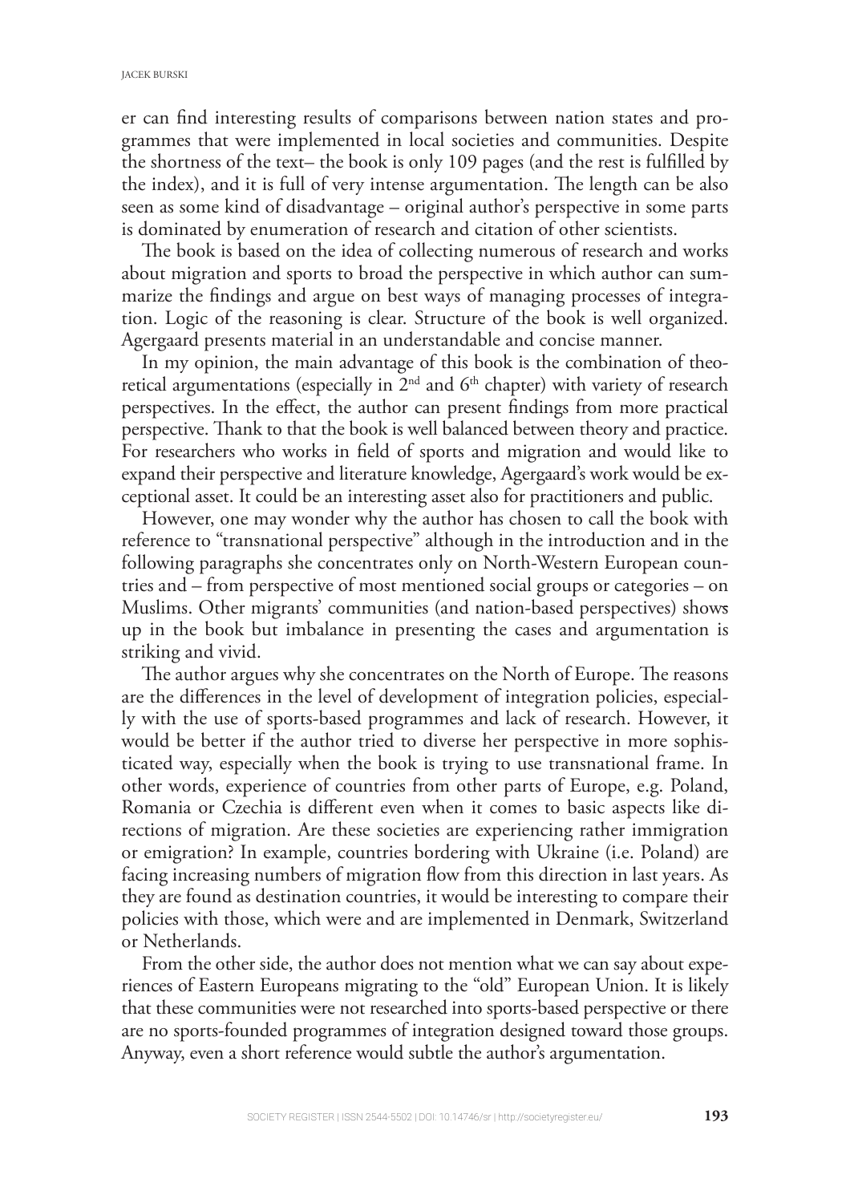er can find interesting results of comparisons between nation states and programmes that were implemented in local societies and communities. Despite the shortness of the text– the book is only 109 pages (and the rest is fulfilled by the index), and it is full of very intense argumentation. The length can be also seen as some kind of disadvantage – original author's perspective in some parts is dominated by enumeration of research and citation of other scientists.

The book is based on the idea of collecting numerous of research and works about migration and sports to broad the perspective in which author can summarize the findings and argue on best ways of managing processes of integration. Logic of the reasoning is clear. Structure of the book is well organized. Agergaard presents material in an understandable and concise manner.

In my opinion, the main advantage of this book is the combination of theoretical argumentations (especially in 2nd and 6th chapter) with variety of research perspectives. In the effect, the author can present findings from more practical perspective. Thank to that the book is well balanced between theory and practice. For researchers who works in field of sports and migration and would like to expand their perspective and literature knowledge, Agergaard's work would be exceptional asset. It could be an interesting asset also for practitioners and public.

However, one may wonder why the author has chosen to call the book with reference to "transnational perspective" although in the introduction and in the following paragraphs she concentrates only on North-Western European countries and – from perspective of most mentioned social groups or categories – on Muslims. Other migrants' communities (and nation-based perspectives) shows up in the book but imbalance in presenting the cases and argumentation is striking and vivid.

The author argues why she concentrates on the North of Europe. The reasons are the differences in the level of development of integration policies, especially with the use of sports-based programmes and lack of research. However, it would be better if the author tried to diverse her perspective in more sophisticated way, especially when the book is trying to use transnational frame. In other words, experience of countries from other parts of Europe, e.g. Poland, Romania or Czechia is different even when it comes to basic aspects like directions of migration. Are these societies are experiencing rather immigration or emigration? In example, countries bordering with Ukraine (i.e. Poland) are facing increasing numbers of migration flow from this direction in last years. As they are found as destination countries, it would be interesting to compare their policies with those, which were and are implemented in Denmark, Switzerland or Netherlands.

From the other side, the author does not mention what we can say about experiences of Eastern Europeans migrating to the "old" European Union. It is likely that these communities were not researched into sports-based perspective or there are no sports-founded programmes of integration designed toward those groups. Anyway, even a short reference would subtle the author's argumentation.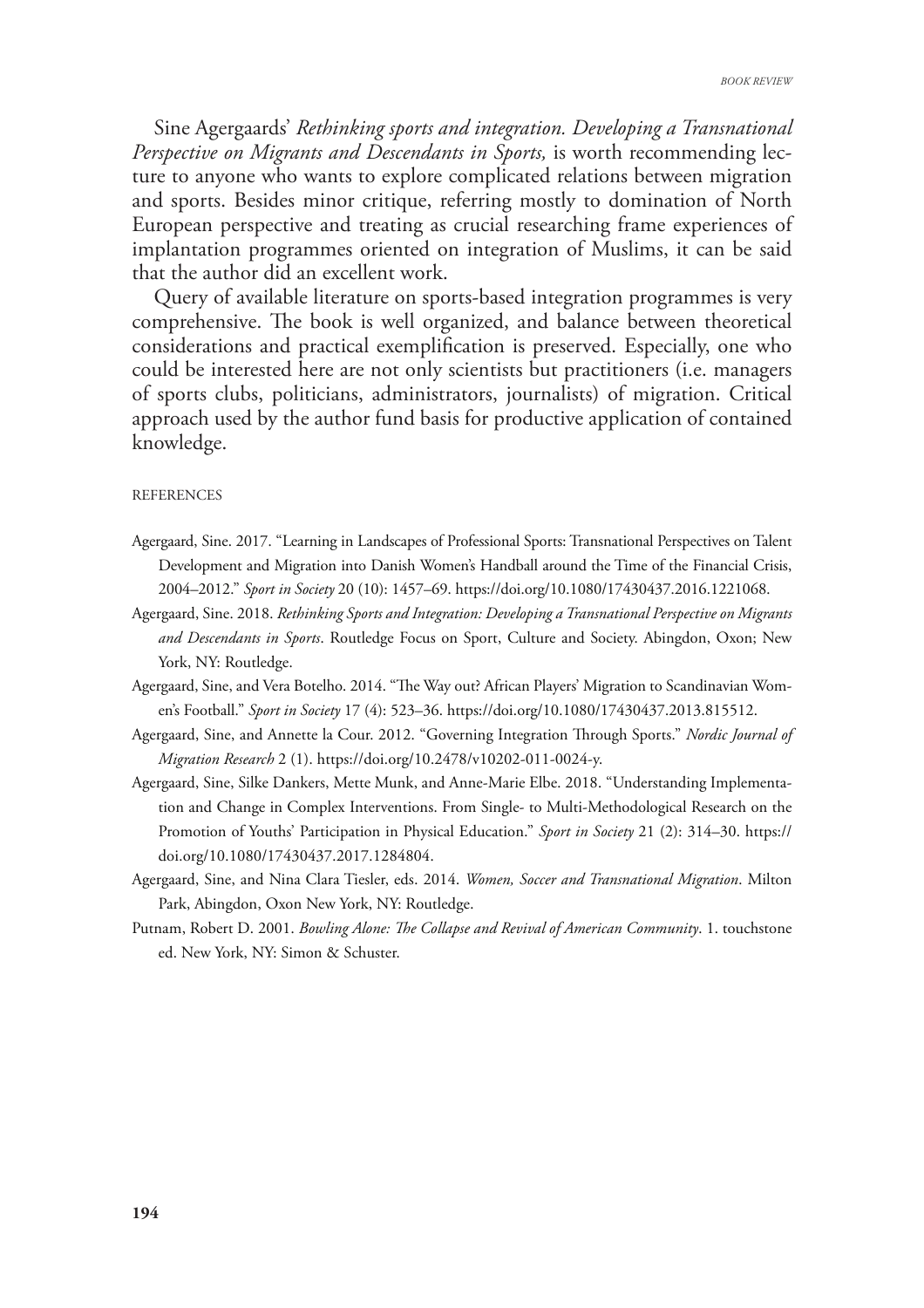Sine Agergaards' *Rethinking sports and integration. Developing a Transnational Perspective on Migrants and Descendants in Sports,* is worth recommending lecture to anyone who wants to explore complicated relations between migration and sports. Besides minor critique, referring mostly to domination of North European perspective and treating as crucial researching frame experiences of implantation programmes oriented on integration of Muslims, it can be said that the author did an excellent work.

Query of available literature on sports-based integration programmes is very comprehensive. The book is well organized, and balance between theoretical considerations and practical exemplification is preserved. Especially, one who could be interested here are not only scientists but practitioners (i.e. managers of sports clubs, politicians, administrators, journalists) of migration. Critical approach used by the author fund basis for productive application of contained knowledge.

## REFERENCES

Agergaard, Sine. 2017. "Learning in Landscapes of Professional Sports: Transnational Perspectives on Talent Development and Migration into Danish Women's Handball around the Time of the Financial Crisis, 2004–2012." *Sport in Society* 20 (10): 1457–69. https://doi.org/10.1080/17430437.2016.1221068.

Agergaard, Sine. 2018. *Rethinking Sports and Integration: Developing a Transnational Perspective on Migrants and Descendants in Sports*. Routledge Focus on Sport, Culture and Society. Abingdon, Oxon; New York, NY: Routledge.

Agergaard, Sine, and Vera Botelho. 2014. "The Way out? African Players' Migration to Scandinavian Women's Football." *Sport in Society* 17 (4): 523–36. https://doi.org/10.1080/17430437.2013.815512.

Agergaard, Sine, and Annette la Cour. 2012. "Governing Integration Through Sports." *Nordic Journal of Migration Research* 2 (1). https://doi.org/10.2478/v10202-011-0024-y.

Agergaard, Sine, Silke Dankers, Mette Munk, and Anne-Marie Elbe. 2018. "Understanding Implementation and Change in Complex Interventions. From Single- to Multi-Methodological Research on the Promotion of Youths' Participation in Physical Education." *Sport in Society* 21 (2): 314–30. https://doi.org/10.1080/17430437.2017.1284804.

Agergaard, Sine, and Nina Clara Tiesler, eds. 2014. *Women, Soccer and Transnational Migration*. Milton Park, Abingdon, Oxon New York, NY: Routledge.

Putnam, Robert D. 2001. *Bowling Alone: The Collapse and Revival of American Community*. 1. touchstone ed. New York, NY: Simon & Schuster.